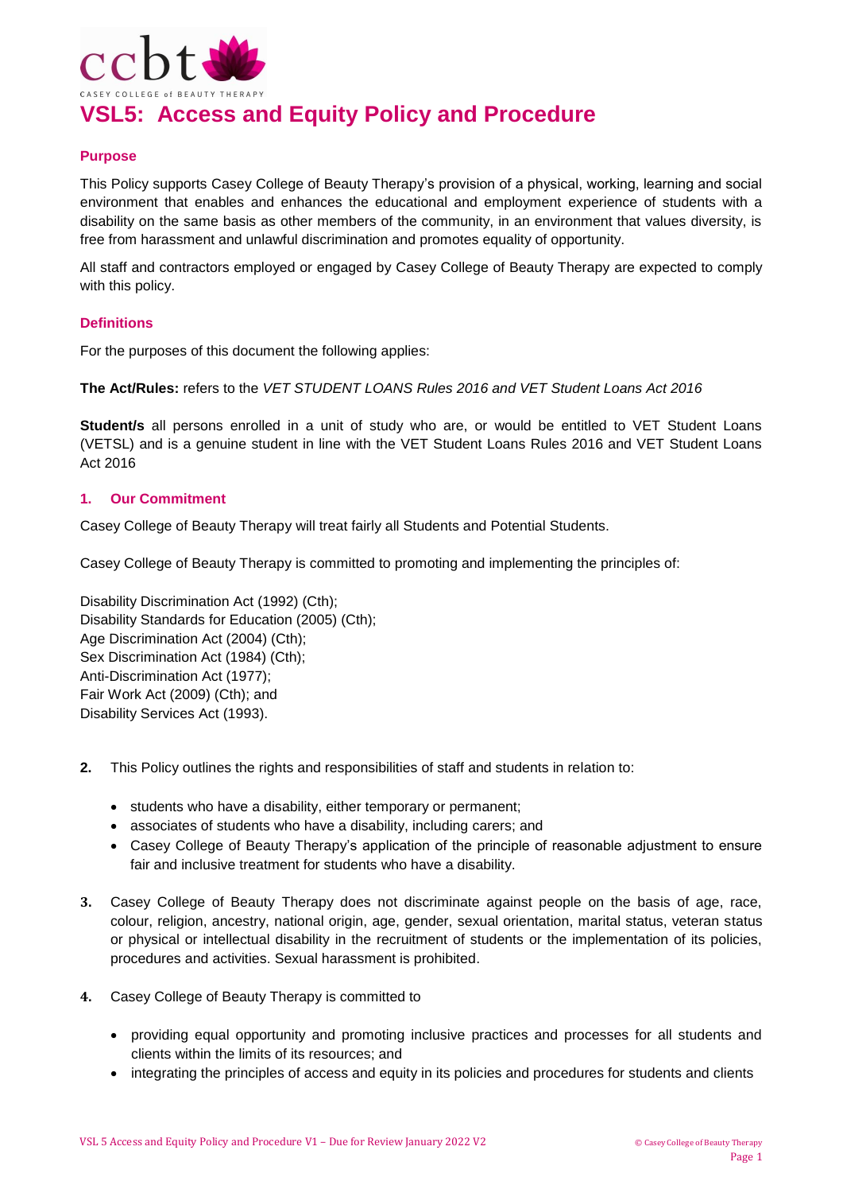# VSL5: Access and Equity Policy and Procedure

## Purpose

This Policy supports Casey College of Beauty Therapy's provision of a physical, working, learning and social environment that enables and enhances the educational and employment experience of students with a disability on the same basis as other members of the community, in an environment that values diversity, is free from harassment and unlawful discrimination and promotes equality of opportunity.

All staff and contractors employed or engaged by Casey College of Beauty Therapy are expected to comply with this policy.

## Definitions

For the purposes of this document the following applies:

**The Act/Rules:** refers to the *VET STUDENT LOANS Rules 2016 and VET Student Loans Act 2016*

**Student/s** all persons enrolled in a unit of study who are, or would be entitled to VET Student Loans (VETSL) and is a genuine student in line with the VET Student Loans Rules 2016 and VET Student Loans Act 2016

## 1. Our Commitment

Casey College of Beauty Therapy will treat fairly all Students and Potential Students.

Casey College of Beauty Therapy is committed to promoting and implementing the principles of:

Disability Discrimination Act (1992) (Cth);
Disability Standards for Education (2005) (Cth);
Age Discrimination Act (2004) (Cth);
Sex Discrimination Act (1984) (Cth);
Anti-Discrimination Act (1977);
Fair Work Act (2009) (Cth); and
Disability Services Act (1993).

**2.** This Policy outlines the rights and responsibilities of staff and students in relation to:

- students who have a disability, either temporary or permanent;
- associates of students who have a disability, including carers; and
- Casey College of Beauty Therapy's application of the principle of reasonable adjustment to ensure fair and inclusive treatment for students who have a disability.

**3.** Casey College of Beauty Therapy does not discriminate against people on the basis of age, race, colour, religion, ancestry, national origin, age, gender, sexual orientation, marital status, veteran status or physical or intellectual disability in the recruitment of students or the implementation of its policies, procedures and activities. Sexual harassment is prohibited.

**4.** Casey College of Beauty Therapy is committed to

- providing equal opportunity and promoting inclusive practices and processes for all students and clients within the limits of its resources; and
- integrating the principles of access and equity in its policies and procedures for students and clients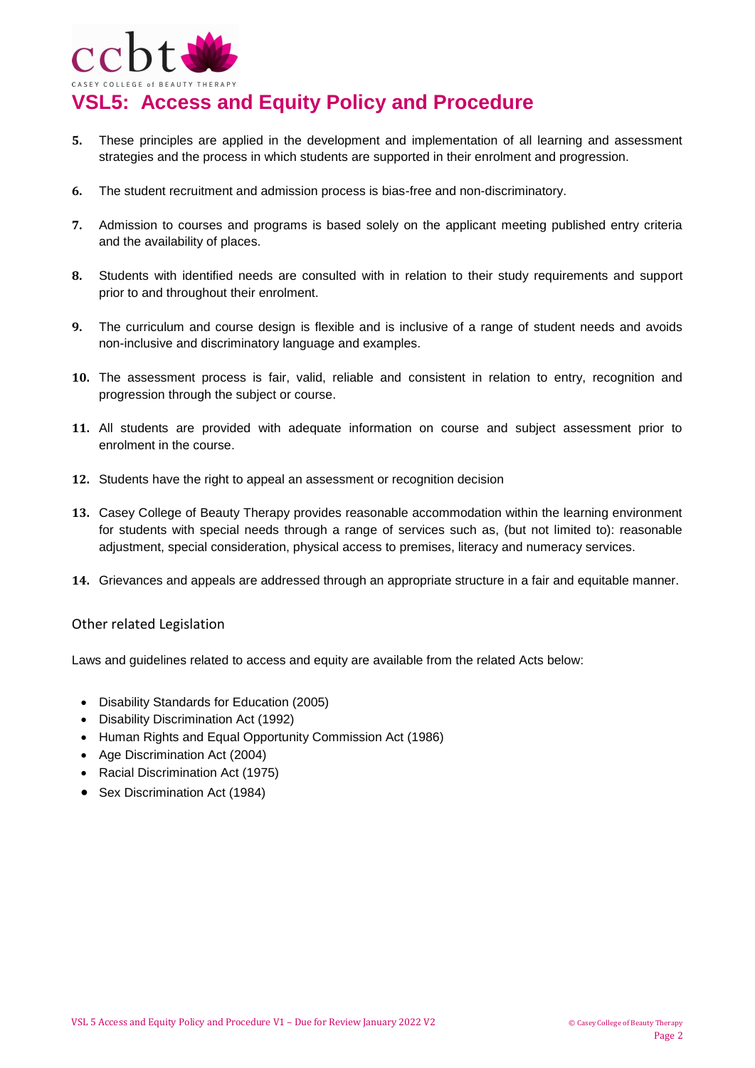# VSL5: Access and Equity Policy and Procedure

5. These principles are applied in the development and implementation of all learning and assessment strategies and the process in which students are supported in their enrolment and progression.

6. The student recruitment and admission process is bias-free and non-discriminatory.

7. Admission to courses and programs is based solely on the applicant meeting published entry criteria and the availability of places.

8. Students with identified needs are consulted with in relation to their study requirements and support prior to and throughout their enrolment.

9. The curriculum and course design is flexible and is inclusive of a range of student needs and avoids non-inclusive and discriminatory language and examples.

10. The assessment process is fair, valid, reliable and consistent in relation to entry, recognition and progression through the subject or course.

11. All students are provided with adequate information on course and subject assessment prior to enrolment in the course.

12. Students have the right to appeal an assessment or recognition decision

13. Casey College of Beauty Therapy provides reasonable accommodation within the learning environment for students with special needs through a range of services such as, (but not limited to): reasonable adjustment, special consideration, physical access to premises, literacy and numeracy services.

14. Grievances and appeals are addressed through an appropriate structure in a fair and equitable manner.

## Other related Legislation

Laws and guidelines related to access and equity are available from the related Acts below:

- Disability Standards for Education (2005)
- Disability Discrimination Act (1992)
- Human Rights and Equal Opportunity Commission Act (1986)
- Age Discrimination Act (2004)
- Racial Discrimination Act (1975)
- Sex Discrimination Act (1984)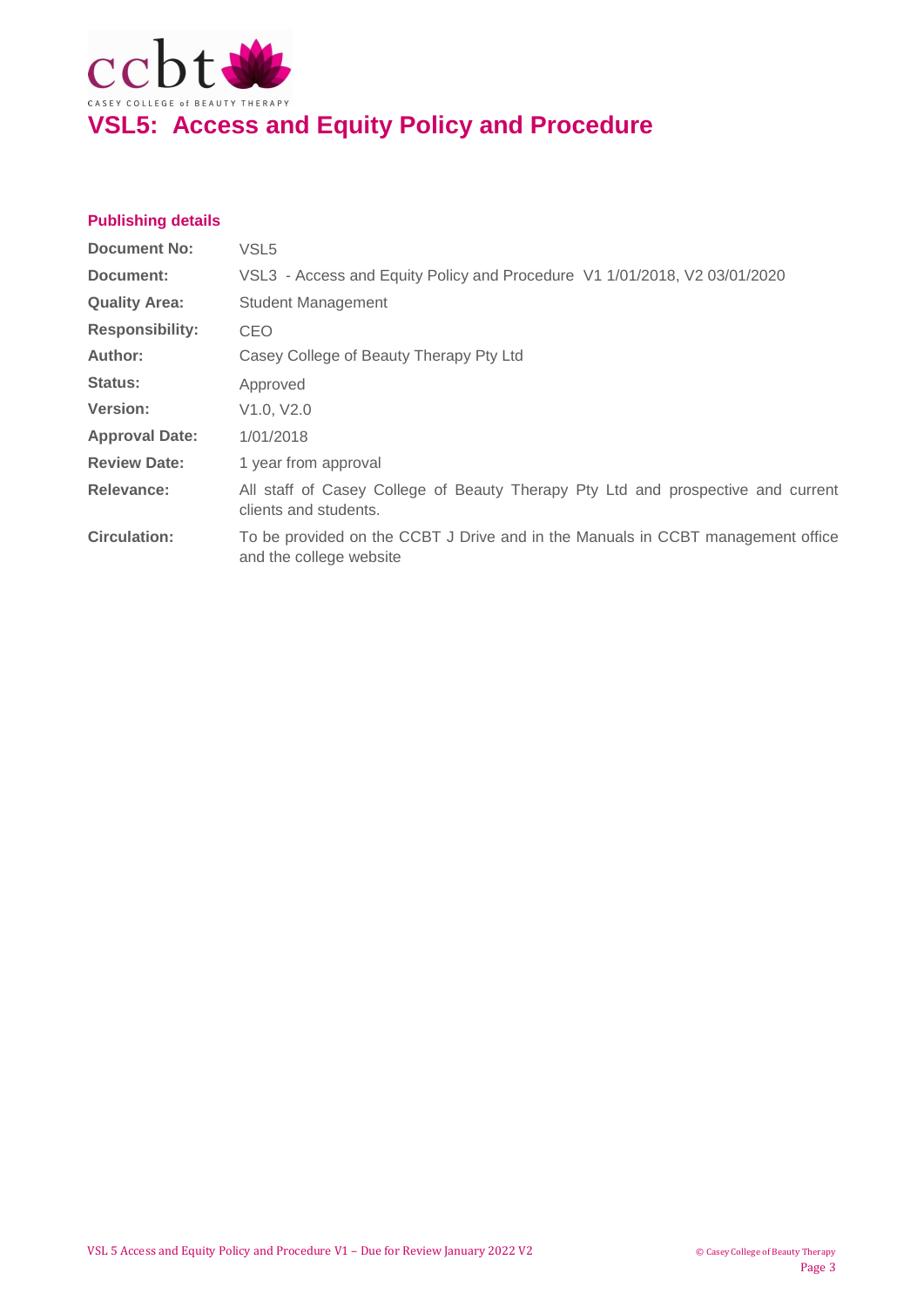# VSL5: Access and Equity Policy and Procedure

### Publishing details

| | |
|---|---|
| **Document No:** | VSL5 |
| **Document:** | VSL3 - Access and Equity Policy and Procedure V1 1/01/2018, V2 03/01/2020 |
| **Quality Area:** | Student Management |
| **Responsibility:** | CEO |
| **Author:** | Casey College of Beauty Therapy Pty Ltd |
| **Status:** | Approved |
| **Version:** | V1.0, V2.0 |
| **Approval Date:** | 1/01/2018 |
| **Review Date:** | 1 year from approval |
| **Relevance:** | All staff of Casey College of Beauty Therapy Pty Ltd and prospective and current clients and students. |
| **Circulation:** | To be provided on the CCBT J Drive and in the Manuals in CCBT management office and the college website |